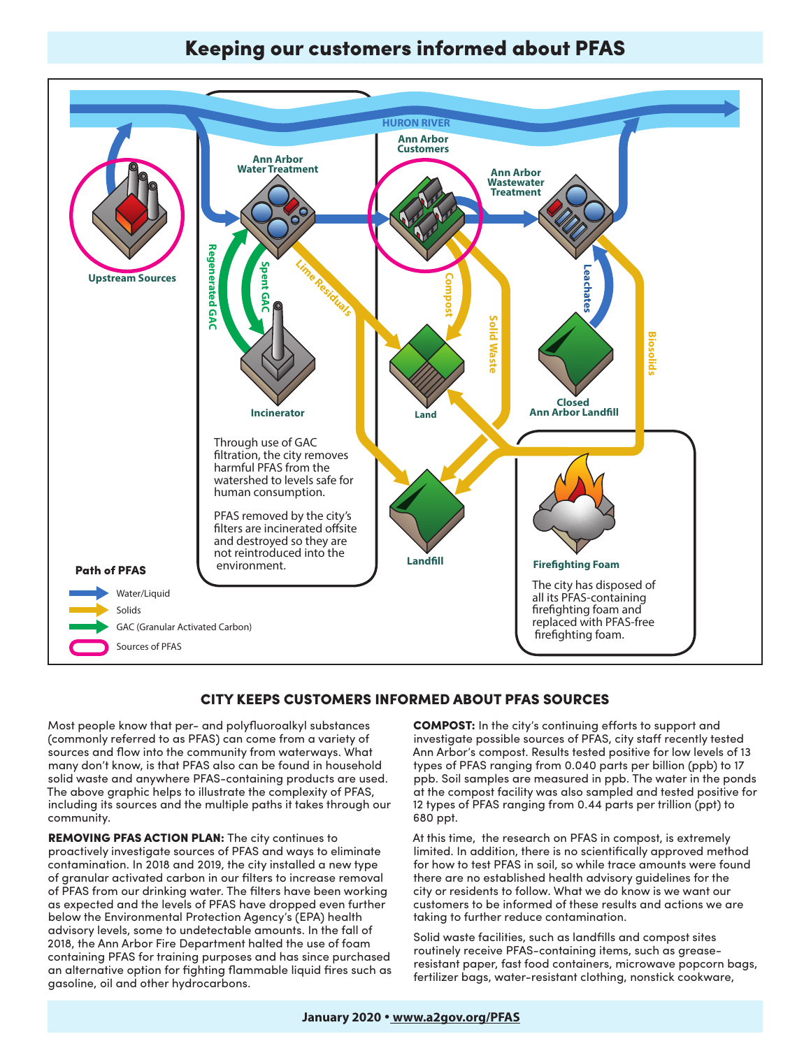# Keeping our customers informed about PFAS

HURON RIVER

Upstream Sources

Ann Arbor Water Treatment

Ann Arbor Customers

Ann Arbor Wastewater Treatment

Regenerated GAC

Spent GAC

Lime Residuals

Compost

Solid Waste

Leachates

Biosolids

Incinerator

Land

Closed Ann Arbor Landfill

Through use of GAC filtration, the city removes harmful PFAS from the watershed to levels safe for human consumption.

PFAS removed by the city's filters are incinerated offsite and destroyed so they are not reintroduced into the environment.

Landfill

Firefighting Foam

The city has disposed of all its PFAS-containing firefighting foam and replaced with PFAS-free firefighting foam.

**Path of PFAS**

- Water/Liquid
- Solids
- GAC (Granular Activated Carbon)
- Sources of PFAS

## CITY KEEPS CUSTOMERS INFORMED ABOUT PFAS SOURCES

Most people know that per- and polyfluoroalkyl substances (commonly referred to as PFAS) can come from a variety of sources and flow into the community from waterways. What many don't know, is that PFAS also can be found in household solid waste and anywhere PFAS-containing products are used. The above graphic helps to illustrate the complexity of PFAS, including its sources and the multiple paths it takes through our community.

**REMOVING PFAS ACTION PLAN:** The city continues to proactively investigate sources of PFAS and ways to eliminate contamination. In 2018 and 2019, the city installed a new type of granular activated carbon in our filters to increase removal of PFAS from our drinking water. The filters have been working as expected and the levels of PFAS have dropped even further below the Environmental Protection Agency's (EPA) health advisory levels, some to undetectable amounts. In the fall of 2018, the Ann Arbor Fire Department halted the use of foam containing PFAS for training purposes and has since purchased an alternative option for fighting flammable liquid fires such as gasoline, oil and other hydrocarbons.

**COMPOST:** In the city's continuing efforts to support and investigate possible sources of PFAS, city staff recently tested Ann Arbor's compost. Results tested positive for low levels of 13 types of PFAS ranging from 0.040 parts per billion (ppb) to 17 ppb. Soil samples are measured in ppb. The water in the ponds at the compost facility was also sampled and tested positive for 12 types of PFAS ranging from 0.44 parts per trillion (ppt) to 680 ppt.

At this time, the research on PFAS in compost, is extremely limited. In addition, there is no scientifically approved method for how to test PFAS in soil, so while trace amounts were found there are no established health advisory guidelines for the city or residents to follow. What we do know is we want our customers to be informed of these results and actions we are taking to further reduce contamination.

Solid waste facilities, such as landfills and compost sites routinely receive PFAS-containing items, such as grease-resistant paper, fast food containers, microwave popcorn bags, fertilizer bags, water-resistant clothing, nonstick cookware,

January 2020 • www.a2gov.org/PFAS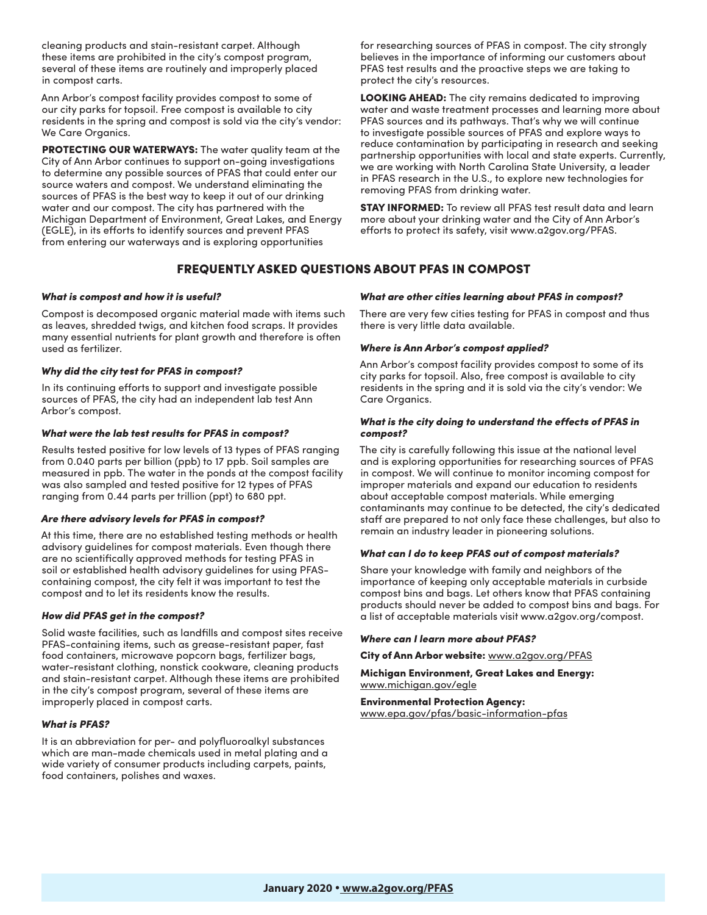cleaning products and stain-resistant carpet. Although these items are prohibited in the city's compost program, several of these items are routinely and improperly placed in compost carts.

Ann Arbor's compost facility provides compost to some of our city parks for topsoil. Free compost is available to city residents in the spring and compost is sold via the city's vendor: We Care Organics.

**PROTECTING OUR WATERWAYS:** The water quality team at the City of Ann Arbor continues to support on-going investigations to determine any possible sources of PFAS that could enter our source waters and compost. We understand eliminating the sources of PFAS is the best way to keep it out of our drinking water and our compost. The city has partnered with the Michigan Department of Environment, Great Lakes, and Energy (EGLE), in its efforts to identify sources and prevent PFAS from entering our waterways and is exploring opportunities for researching sources of PFAS in compost. The city strongly believes in the importance of informing our customers about PFAS test results and the proactive steps we are taking to protect the city's resources.

**LOOKING AHEAD:** The city remains dedicated to improving water and waste treatment processes and learning more about PFAS sources and its pathways. That's why we will continue to investigate possible sources of PFAS and explore ways to reduce contamination by participating in research and seeking partnership opportunities with local and state experts. Currently, we are working with North Carolina State University, a leader in PFAS research in the U.S., to explore new technologies for removing PFAS from drinking water.

**STAY INFORMED:** To review all PFAS test result data and learn more about your drinking water and the City of Ann Arbor's efforts to protect its safety, visit www.a2gov.org/PFAS.

## FREQUENTLY ASKED QUESTIONS ABOUT PFAS IN COMPOST

***What is compost and how it is useful?***

Compost is decomposed organic material made with items such as leaves, shredded twigs, and kitchen food scraps. It provides many essential nutrients for plant growth and therefore is often used as fertilizer.

***Why did the city test for PFAS in compost?***

In its continuing efforts to support and investigate possible sources of PFAS, the city had an independent lab test Ann Arbor's compost.

***What were the lab test results for PFAS in compost?***

Results tested positive for low levels of 13 types of PFAS ranging from 0.040 parts per billion (ppb) to 17 ppb. Soil samples are measured in ppb. The water in the ponds at the compost facility was also sampled and tested positive for 12 types of PFAS ranging from 0.44 parts per trillion (ppt) to 680 ppt.

***Are there advisory levels for PFAS in compost?***

At this time, there are no established testing methods or health advisory guidelines for compost materials. Even though there are no scientifically approved methods for testing PFAS in soil or established health advisory guidelines for using PFAS-containing compost, the city felt it was important to test the compost and to let its residents know the results.

***How did PFAS get in the compost?***

Solid waste facilities, such as landfills and compost sites receive PFAS-containing items, such as grease-resistant paper, fast food containers, microwave popcorn bags, fertilizer bags, water-resistant clothing, nonstick cookware, cleaning products and stain-resistant carpet. Although these items are prohibited in the city's compost program, several of these items are improperly placed in compost carts.

***What is PFAS?***

It is an abbreviation for per- and polyfluoroalkyl substances which are man-made chemicals used in metal plating and a wide variety of consumer products including carpets, paints, food containers, polishes and waxes.

***What are other cities learning about PFAS in compost?***

There are very few cities testing for PFAS in compost and thus there is very little data available.

***Where is Ann Arbor's compost applied?***

Ann Arbor's compost facility provides compost to some of its city parks for topsoil. Also, free compost is available to city residents in the spring and it is sold via the city's vendor: We Care Organics.

***What is the city doing to understand the effects of PFAS in compost?***

The city is carefully following this issue at the national level and is exploring opportunities for researching sources of PFAS in compost. We will continue to monitor incoming compost for improper materials and expand our education to residents about acceptable compost materials. While emerging contaminants may continue to be detected, the city's dedicated staff are prepared to not only face these challenges, but also to remain an industry leader in pioneering solutions.

***What can I do to keep PFAS out of compost materials?***

Share your knowledge with family and neighbors of the importance of keeping only acceptable materials in curbside compost bins and bags. Let others know that PFAS containing products should never be added to compost bins and bags. For a list of acceptable materials visit www.a2gov.org/compost.

***Where can I learn more about PFAS?***

**City of Ann Arbor website:** www.a2gov.org/PFAS

**Michigan Environment, Great Lakes and Energy:**
www.michigan.gov/egle

**Environmental Protection Agency:**
www.epa.gov/pfas/basic-information-pfas

**January 2020 • www.a2gov.org/PFAS**